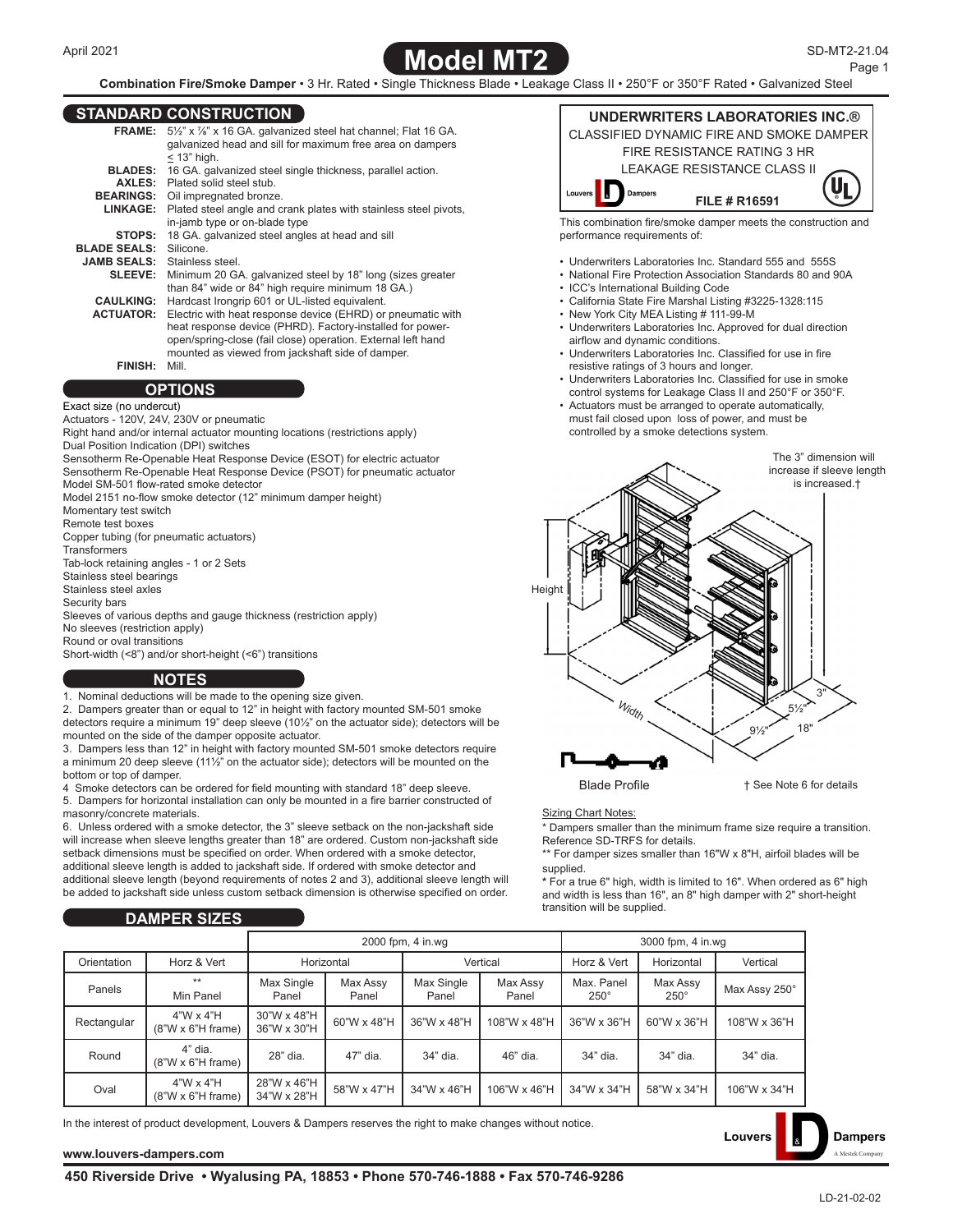April 2021

# Model MT2

SD-MT2-21.04

**Combination Fire/Smoke Damper** • 3 Hr. Rated • Single Thickness Blade • Leakage Class II • 250°F or 350°F Rated • Galvanized Steel

## STANDARD CONSTRUCTION

**FRAME:** 5½" x ⅞" x 16 GA. galvanized steel hat channel; Flat 16 GA. galvanized head and sill for maximum free area on dampers ≤ 13" high.
**BLADES:** 16 GA. galvanized steel single thickness, parallel action.
**AXLES:** Plated solid steel stub.
**BEARINGS:** Oil impregnated bronze.
**LINKAGE:** Plated steel angle and crank plates with stainless steel pivots, in-jamb type or on-blade type
**STOPS:** 18 GA. galvanized steel angles at head and sill
**BLADE SEALS:** Silicone.
**JAMB SEALS:** Stainless steel.
**SLEEVE:** Minimum 20 GA. galvanized steel by 18" long (sizes greater than 84" wide or 84" high require minimum 18 GA.)
**CAULKING:** Hardcast Irongrip 601 or UL-listed equivalent.
**ACTUATOR:** Electric with heat response device (EHRD) or pneumatic with heat response device (PHRD). Factory-installed for power-open/spring-close (fail close) operation. External left hand mounted as viewed from jackshaft side of damper.
**FINISH:** Mill.

## OPTIONS

Exact size (no undercut)
Actuators - 120V, 24V, 230V or pneumatic
Right hand and/or internal actuator mounting locations (restrictions apply)
Dual Position Indication (DPI) switches
Sensotherm Re-Openable Heat Response Device (ESOT) for electric actuator
Sensotherm Re-Openable Heat Response Device (PSOT) for pneumatic actuator
Model SM-501 flow-rated smoke detector
Model 2151 no-flow smoke detector (12" minimum damper height)
Momentary test switch
Remote test boxes
Copper tubing (for pneumatic actuators)
Transformers
Tab-lock retaining angles - 1 or 2 Sets
Stainless steel bearings
Stainless steel axles
Security bars
Sleeves of various depths and gauge thickness (restriction apply)
No sleeves (restriction apply)
Round or oval transitions
Short-width (<8") and/or short-height (<6") transitions

## NOTES

1. Nominal deductions will be made to the opening size given.
2. Dampers greater than or equal to 12" in height with factory mounted SM-501 smoke detectors require a minimum 19" deep sleeve (10½" on the actuator side); detectors will be mounted on the side of the damper opposite actuator.
3. Dampers less than 12" in height with factory mounted SM-501 smoke detectors require a minimum 20 deep sleeve (11½" on the actuator side); detectors will be mounted on the bottom or top of damper.
4. Smoke detectors can be ordered for field mounting with standard 18" deep sleeve.
5. Dampers for horizontal installation can only be mounted in a fire barrier constructed of masonry/concrete materials.
6. Unless ordered with a smoke detector, the 3" sleeve setback on the non-jackshaft side will increase when sleeve lengths greater than 18" are ordered. Custom non-jackshaft side setback dimensions must be specified on order. When ordered with a smoke detector, additional sleeve length is added to jackshaft side. If ordered with smoke detector and additional sleeve length (beyond requirements of notes 2 and 3), additional sleeve length will be added to jackshaft side unless custom setback dimension is otherwise specified on order.

**UNDERWRITERS LABORATORIES INC.®**
CLASSIFIED DYNAMIC FIRE AND SMOKE DAMPER
FIRE RESISTANCE RATING 3 HR
LEAKAGE RESISTANCE CLASS II
**FILE # R16591**

This combination fire/smoke damper meets the construction and performance requirements of:

- Underwriters Laboratories Inc. Standard 555 and 555S
- National Fire Protection Association Standards 80 and 90A
- ICC's International Building Code
- California State Fire Marshal Listing #3225-1328:115
- New York City MEA Listing # 111-99-M
- Underwriters Laboratories Inc. Approved for dual direction airflow and dynamic conditions.
- Underwriters Laboratories Inc. Classified for use in fire resistive ratings of 3 hours and longer.
- Underwriters Laboratories Inc. Classified for use in smoke control systems for Leakage Class II and 250°F or 350°F.
- Actuators must be arranged to operate automatically, must fail closed upon loss of power, and must be controlled by a smoke detections system.

The 3" dimension will increase if sleeve length is increased.†

Height, Width, 3", 5½", 9½", 18"

Blade Profile

† See Note 6 for details

Sizing Chart Notes:
\* Dampers smaller than the minimum frame size require a transition. Reference SD-TRFS for details.
\*\* For damper sizes smaller than 16"W x 8"H, airfoil blades will be supplied.
\* For a true 6" high, width is limited to 16". When ordered as 6" high and width is less than 16", an 8" high damper with 2" short-height transition will be supplied.

## DAMPER SIZES

| | | 2000 fpm, 4 in.wg | | | | 3000 fpm, 4 in.wg | | |
|---|---|---|---|---|---|---|---|---|
| Orientation | Horz & Vert | Horizontal | | Vertical | | Horz & Vert | Horizontal | Vertical |
| Panels | ** Min Panel | Max Single Panel | Max Assy Panel | Max Single Panel | Max Assy Panel | Max. Panel 250° | Max Assy 250° | Max Assy 250° |
| Rectangular | 4"W x 4"H (8"W x 6"H frame) | 30"W x 48"H 36"W x 30"H | 60"W x 48"H | 36"W x 48"H | 108"W x 48"H | 36"W x 36"H | 60"W x 36"H | 108"W x 36"H |
| Round | 4" dia. (8"W x 6"H frame) | 28" dia. | 47" dia. | 34" dia. | 46" dia. | 34" dia. | 34" dia. | 34" dia. |
| Oval | 4"W x 4"H (8"W x 6"H frame) | 28"W x 46"H 34"W x 28"H | 58"W x 47"H | 34"W x 46"H | 106"W x 46"H | 34"W x 34"H | 58"W x 34"H | 106"W x 34"H |

In the interest of product development, Louvers & Dampers reserves the right to make changes without notice.

www.louvers-dampers.com

450 Riverside Drive • Wyalusing PA, 18853 • Phone 570-746-1888 • Fax 570-746-9286

LD-21-02-02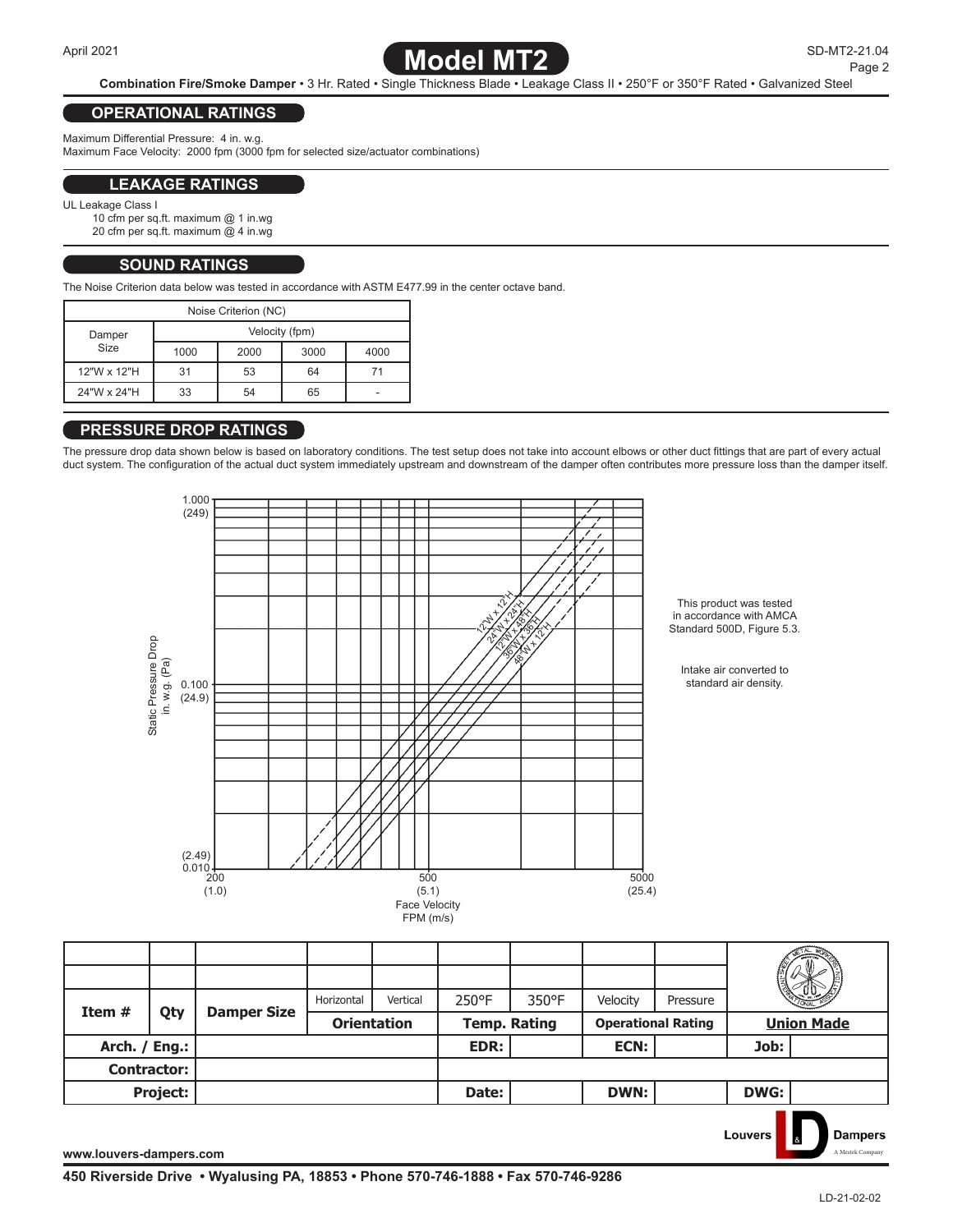# Model MT2

**Combination Fire/Smoke Damper** • 3 Hr. Rated • Single Thickness Blade • Leakage Class II • 250°F or 350°F Rated • Galvanized Steel

## OPERATIONAL RATINGS

Maximum Differential Pressure: 4 in. w.g.
Maximum Face Velocity: 2000 fpm (3000 fpm for selected size/actuator combinations)

## LEAKAGE RATINGS

UL Leakage Class I
- 10 cfm per sq.ft. maximum @ 1 in.wg
- 20 cfm per sq.ft. maximum @ 4 in.wg

## SOUND RATINGS

The Noise Criterion data below was tested in accordance with ASTM E477.99 in the center octave band.

| Noise Criterion (NC) | | | | |
|---|---|---|---|---|
| Damper Size | Velocity (fpm) | | | |
| | 1000 | 2000 | 3000 | 4000 |
| 12"W x 12"H | 31 | 53 | 64 | 71 |
| 24"W x 24"H | 33 | 54 | 65 | - |

## PRESSURE DROP RATINGS

The pressure drop data shown below is based on laboratory conditions. The test setup does not take into account elbows or other duct fittings that are part of every actual duct system. The configuration of the actual duct system immediately upstream and downstream of the damper often contributes more pressure loss than the damper itself.

Static Pressure Drop in. w.g. (Pa)

1.000 (249)
0.100 (24.9)
(2.49) 0.010

12"W x 12"H
24"W x 24"H
12"W x 48"H
36"W x 36"H
48"W x 12"H

200 (1.0)
500 (5.1)
5000 (25.4)

Face Velocity FPM (m/s)

This product was tested in accordance with AMCA Standard 500D, Figure 5.3.

Intake air converted to standard air density.

| | | | | | | | | | |
|---|---|---|---|---|---|---|---|---|---|
| | | | | | | | | | |
| | | | | | | | | | |
| Item # | Qty | Damper Size | Horizontal | Vertical | 250°F | 350°F | Velocity | Pressure | |
| | | | Orientation | | Temp. Rating | | Operational Rating | | **Union Made** |
| **Arch. / Eng.:** | | | | | **EDR:** | | **ECN:** | | **Job:** |
| **Contractor:** | | | | | | | | | |
| **Project:** | | | | | **Date:** | | **DWN:** | | **DWG:** |

Louvers & Dampers — A Mestek Company

www.louvers-dampers.com

**450 Riverside Drive • Wyalusing PA, 18853 • Phone 570-746-1888 • Fax 570-746-9286**

LD-21-02-02